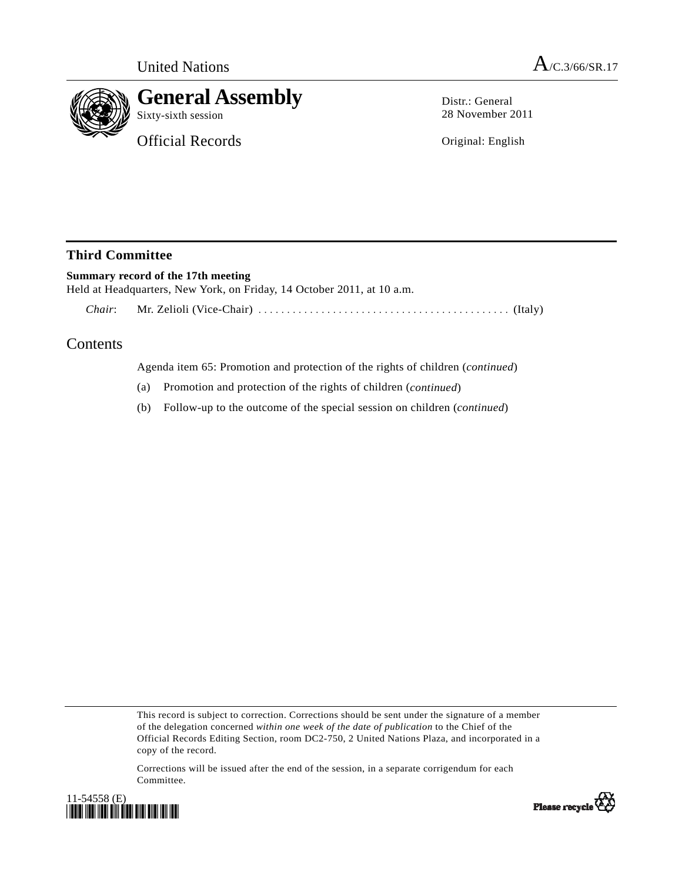United Nations

A/C.3/66/SR.17

# General Assembly

Sixty-sixth session

Official Records

Distr.: General
28 November 2011

Original: English

## Third Committee

**Summary record of the 17th meeting**
Held at Headquarters, New York, on Friday, 14 October 2011, at 10 a.m.

*Chair*: Mr. Zelioli (Vice-Chair) ........................................... (Italy)

## Contents

Agenda item 65: Promotion and protection of the rights of children (*continued*)

(a) Promotion and protection of the rights of children (*continued*)

(b) Follow-up to the outcome of the special session on children (*continued*)

This record is subject to correction. Corrections should be sent under the signature of a member of the delegation concerned *within one week of the date of publication* to the Chief of the Official Records Editing Section, room DC2-750, 2 United Nations Plaza, and incorporated in a copy of the record.

Corrections will be issued after the end of the session, in a separate corrigendum for each Committee.

11-54558 (E)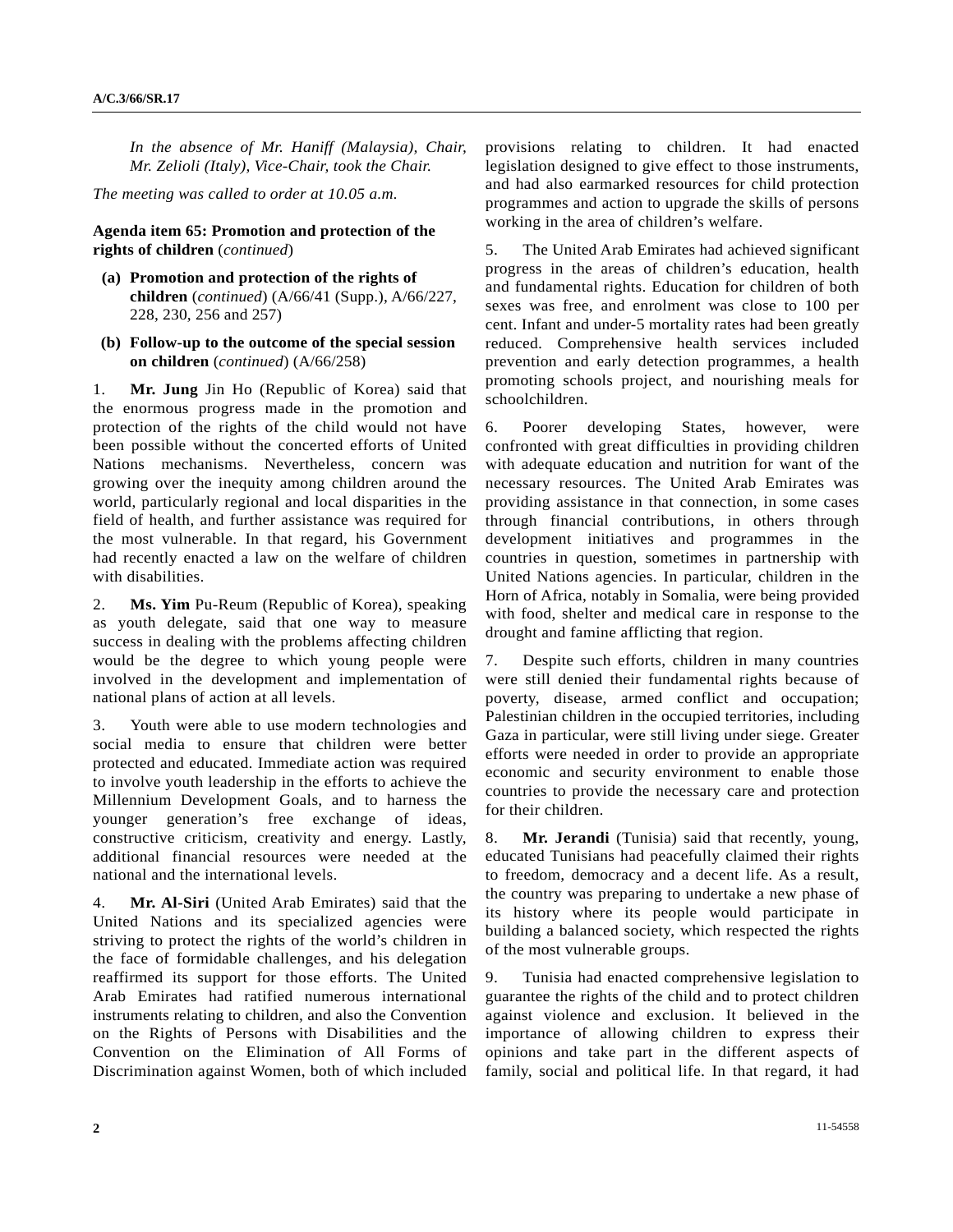*In the absence of Mr. Haniff (Malaysia), Chair, Mr. Zelioli (Italy), Vice-Chair, took the Chair.*

*The meeting was called to order at 10.05 a.m.*

**Agenda item 65: Promotion and protection of the rights of children** (*continued*)

**(a) Promotion and protection of the rights of children** (*continued*) (A/66/41 (Supp.), A/66/227, 228, 230, 256 and 257)

**(b) Follow-up to the outcome of the special session on children** (*continued*) (A/66/258)

1. **Mr. Jung** Jin Ho (Republic of Korea) said that the enormous progress made in the promotion and protection of the rights of the child would not have been possible without the concerted efforts of United Nations mechanisms. Nevertheless, concern was growing over the inequity among children around the world, particularly regional and local disparities in the field of health, and further assistance was required for the most vulnerable. In that regard, his Government had recently enacted a law on the welfare of children with disabilities.

2. **Ms. Yim** Pu-Reum (Republic of Korea), speaking as youth delegate, said that one way to measure success in dealing with the problems affecting children would be the degree to which young people were involved in the development and implementation of national plans of action at all levels.

3. Youth were able to use modern technologies and social media to ensure that children were better protected and educated. Immediate action was required to involve youth leadership in the efforts to achieve the Millennium Development Goals, and to harness the younger generation's free exchange of ideas, constructive criticism, creativity and energy. Lastly, additional financial resources were needed at the national and the international levels.

4. **Mr. Al-Siri** (United Arab Emirates) said that the United Nations and its specialized agencies were striving to protect the rights of the world's children in the face of formidable challenges, and his delegation reaffirmed its support for those efforts. The United Arab Emirates had ratified numerous international instruments relating to children, and also the Convention on the Rights of Persons with Disabilities and the Convention on the Elimination of All Forms of Discrimination against Women, both of which included provisions relating to children. It had enacted legislation designed to give effect to those instruments, and had also earmarked resources for child protection programmes and action to upgrade the skills of persons working in the area of children's welfare.

5. The United Arab Emirates had achieved significant progress in the areas of children's education, health and fundamental rights. Education for children of both sexes was free, and enrolment was close to 100 per cent. Infant and under-5 mortality rates had been greatly reduced. Comprehensive health services included prevention and early detection programmes, a health promoting schools project, and nourishing meals for schoolchildren.

6. Poorer developing States, however, were confronted with great difficulties in providing children with adequate education and nutrition for want of the necessary resources. The United Arab Emirates was providing assistance in that connection, in some cases through financial contributions, in others through development initiatives and programmes in the countries in question, sometimes in partnership with United Nations agencies. In particular, children in the Horn of Africa, notably in Somalia, were being provided with food, shelter and medical care in response to the drought and famine afflicting that region.

7. Despite such efforts, children in many countries were still denied their fundamental rights because of poverty, disease, armed conflict and occupation; Palestinian children in the occupied territories, including Gaza in particular, were still living under siege. Greater efforts were needed in order to provide an appropriate economic and security environment to enable those countries to provide the necessary care and protection for their children.

8. **Mr. Jerandi** (Tunisia) said that recently, young, educated Tunisians had peacefully claimed their rights to freedom, democracy and a decent life. As a result, the country was preparing to undertake a new phase of its history where its people would participate in building a balanced society, which respected the rights of the most vulnerable groups.

9. Tunisia had enacted comprehensive legislation to guarantee the rights of the child and to protect children against violence and exclusion. It believed in the importance of allowing children to express their opinions and take part in the different aspects of family, social and political life. In that regard, it had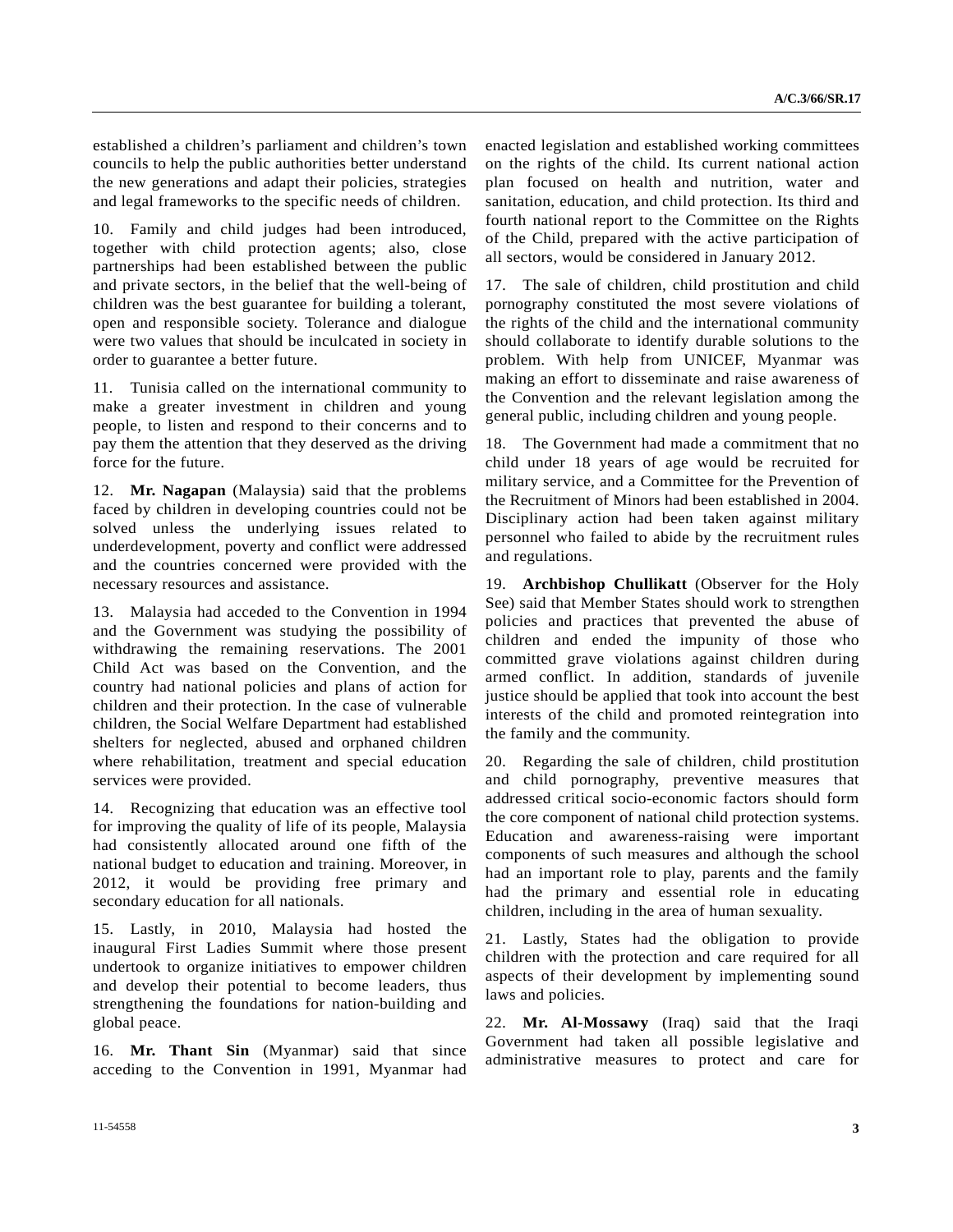established a children's parliament and children's town councils to help the public authorities better understand the new generations and adapt their policies, strategies and legal frameworks to the specific needs of children.

10. Family and child judges had been introduced, together with child protection agents; also, close partnerships had been established between the public and private sectors, in the belief that the well-being of children was the best guarantee for building a tolerant, open and responsible society. Tolerance and dialogue were two values that should be inculcated in society in order to guarantee a better future.

11. Tunisia called on the international community to make a greater investment in children and young people, to listen and respond to their concerns and to pay them the attention that they deserved as the driving force for the future.

12. **Mr. Nagapan** (Malaysia) said that the problems faced by children in developing countries could not be solved unless the underlying issues related to underdevelopment, poverty and conflict were addressed and the countries concerned were provided with the necessary resources and assistance.

13. Malaysia had acceded to the Convention in 1994 and the Government was studying the possibility of withdrawing the remaining reservations. The 2001 Child Act was based on the Convention, and the country had national policies and plans of action for children and their protection. In the case of vulnerable children, the Social Welfare Department had established shelters for neglected, abused and orphaned children where rehabilitation, treatment and special education services were provided.

14. Recognizing that education was an effective tool for improving the quality of life of its people, Malaysia had consistently allocated around one fifth of the national budget to education and training. Moreover, in 2012, it would be providing free primary and secondary education for all nationals.

15. Lastly, in 2010, Malaysia had hosted the inaugural First Ladies Summit where those present undertook to organize initiatives to empower children and develop their potential to become leaders, thus strengthening the foundations for nation-building and global peace.

16. **Mr. Thant Sin** (Myanmar) said that since acceding to the Convention in 1991, Myanmar had enacted legislation and established working committees on the rights of the child. Its current national action plan focused on health and nutrition, water and sanitation, education, and child protection. Its third and fourth national report to the Committee on the Rights of the Child, prepared with the active participation of all sectors, would be considered in January 2012.

17. The sale of children, child prostitution and child pornography constituted the most severe violations of the rights of the child and the international community should collaborate to identify durable solutions to the problem. With help from UNICEF, Myanmar was making an effort to disseminate and raise awareness of the Convention and the relevant legislation among the general public, including children and young people.

18. The Government had made a commitment that no child under 18 years of age would be recruited for military service, and a Committee for the Prevention of the Recruitment of Minors had been established in 2004. Disciplinary action had been taken against military personnel who failed to abide by the recruitment rules and regulations.

19. **Archbishop Chullikatt** (Observer for the Holy See) said that Member States should work to strengthen policies and practices that prevented the abuse of children and ended the impunity of those who committed grave violations against children during armed conflict. In addition, standards of juvenile justice should be applied that took into account the best interests of the child and promoted reintegration into the family and the community.

20. Regarding the sale of children, child prostitution and child pornography, preventive measures that addressed critical socio-economic factors should form the core component of national child protection systems. Education and awareness-raising were important components of such measures and although the school had an important role to play, parents and the family had the primary and essential role in educating children, including in the area of human sexuality.

21. Lastly, States had the obligation to provide children with the protection and care required for all aspects of their development by implementing sound laws and policies.

22. **Mr. Al-Mossawy** (Iraq) said that the Iraqi Government had taken all possible legislative and administrative measures to protect and care for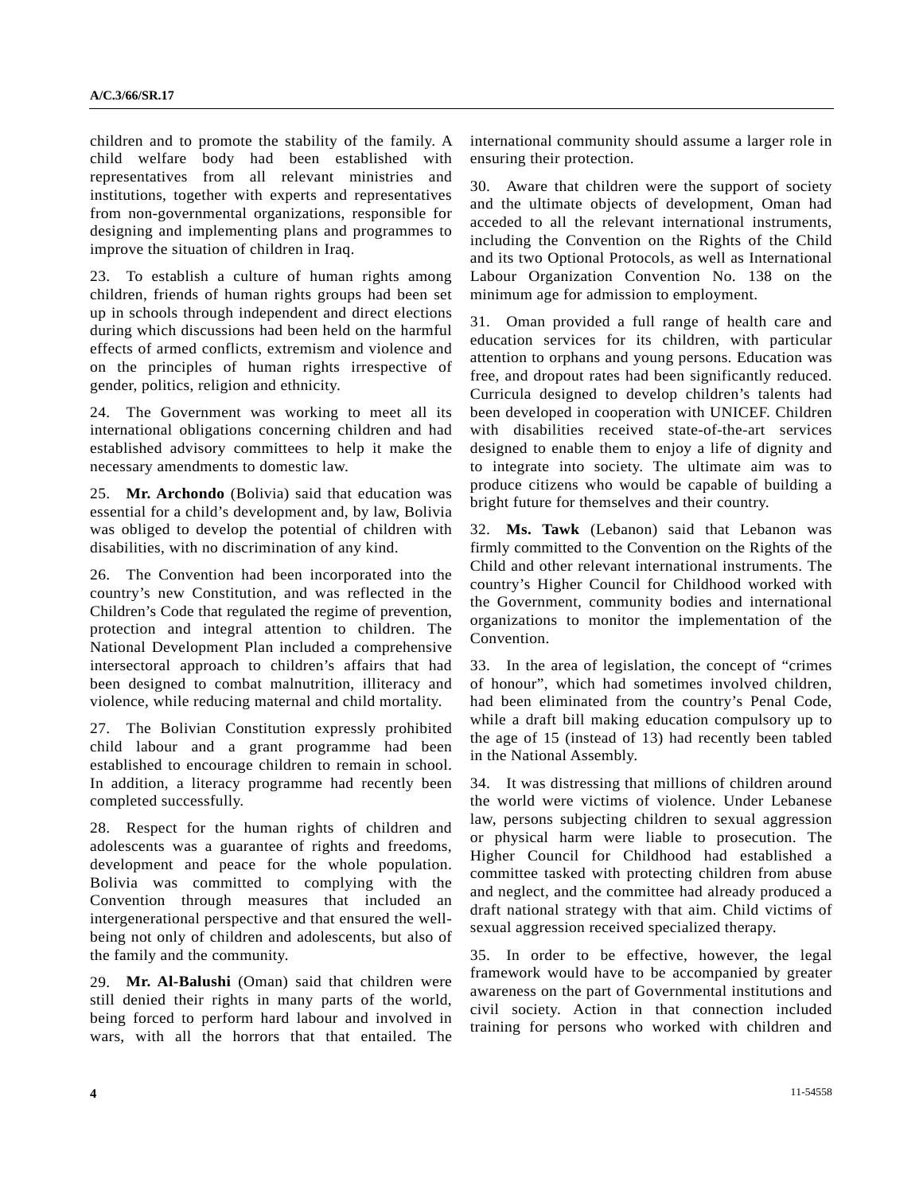children and to promote the stability of the family. A child welfare body had been established with representatives from all relevant ministries and institutions, together with experts and representatives from non-governmental organizations, responsible for designing and implementing plans and programmes to improve the situation of children in Iraq.

23. To establish a culture of human rights among children, friends of human rights groups had been set up in schools through independent and direct elections during which discussions had been held on the harmful effects of armed conflicts, extremism and violence and on the principles of human rights irrespective of gender, politics, religion and ethnicity.

24. The Government was working to meet all its international obligations concerning children and had established advisory committees to help it make the necessary amendments to domestic law.

25. **Mr. Archondo** (Bolivia) said that education was essential for a child's development and, by law, Bolivia was obliged to develop the potential of children with disabilities, with no discrimination of any kind.

26. The Convention had been incorporated into the country's new Constitution, and was reflected in the Children's Code that regulated the regime of prevention, protection and integral attention to children. The National Development Plan included a comprehensive intersectoral approach to children's affairs that had been designed to combat malnutrition, illiteracy and violence, while reducing maternal and child mortality.

27. The Bolivian Constitution expressly prohibited child labour and a grant programme had been established to encourage children to remain in school. In addition, a literacy programme had recently been completed successfully.

28. Respect for the human rights of children and adolescents was a guarantee of rights and freedoms, development and peace for the whole population. Bolivia was committed to complying with the Convention through measures that included an intergenerational perspective and that ensured the well-being not only of children and adolescents, but also of the family and the community.

29. **Mr. Al-Balushi** (Oman) said that children were still denied their rights in many parts of the world, being forced to perform hard labour and involved in wars, with all the horrors that that entailed. The international community should assume a larger role in ensuring their protection.

30. Aware that children were the support of society and the ultimate objects of development, Oman had acceded to all the relevant international instruments, including the Convention on the Rights of the Child and its two Optional Protocols, as well as International Labour Organization Convention No. 138 on the minimum age for admission to employment.

31. Oman provided a full range of health care and education services for its children, with particular attention to orphans and young persons. Education was free, and dropout rates had been significantly reduced. Curricula designed to develop children's talents had been developed in cooperation with UNICEF. Children with disabilities received state-of-the-art services designed to enable them to enjoy a life of dignity and to integrate into society. The ultimate aim was to produce citizens who would be capable of building a bright future for themselves and their country.

32. **Ms. Tawk** (Lebanon) said that Lebanon was firmly committed to the Convention on the Rights of the Child and other relevant international instruments. The country's Higher Council for Childhood worked with the Government, community bodies and international organizations to monitor the implementation of the Convention.

33. In the area of legislation, the concept of "crimes of honour", which had sometimes involved children, had been eliminated from the country's Penal Code, while a draft bill making education compulsory up to the age of 15 (instead of 13) had recently been tabled in the National Assembly.

34. It was distressing that millions of children around the world were victims of violence. Under Lebanese law, persons subjecting children to sexual aggression or physical harm were liable to prosecution. The Higher Council for Childhood had established a committee tasked with protecting children from abuse and neglect, and the committee had already produced a draft national strategy with that aim. Child victims of sexual aggression received specialized therapy.

35. In order to be effective, however, the legal framework would have to be accompanied by greater awareness on the part of Governmental institutions and civil society. Action in that connection included training for persons who worked with children and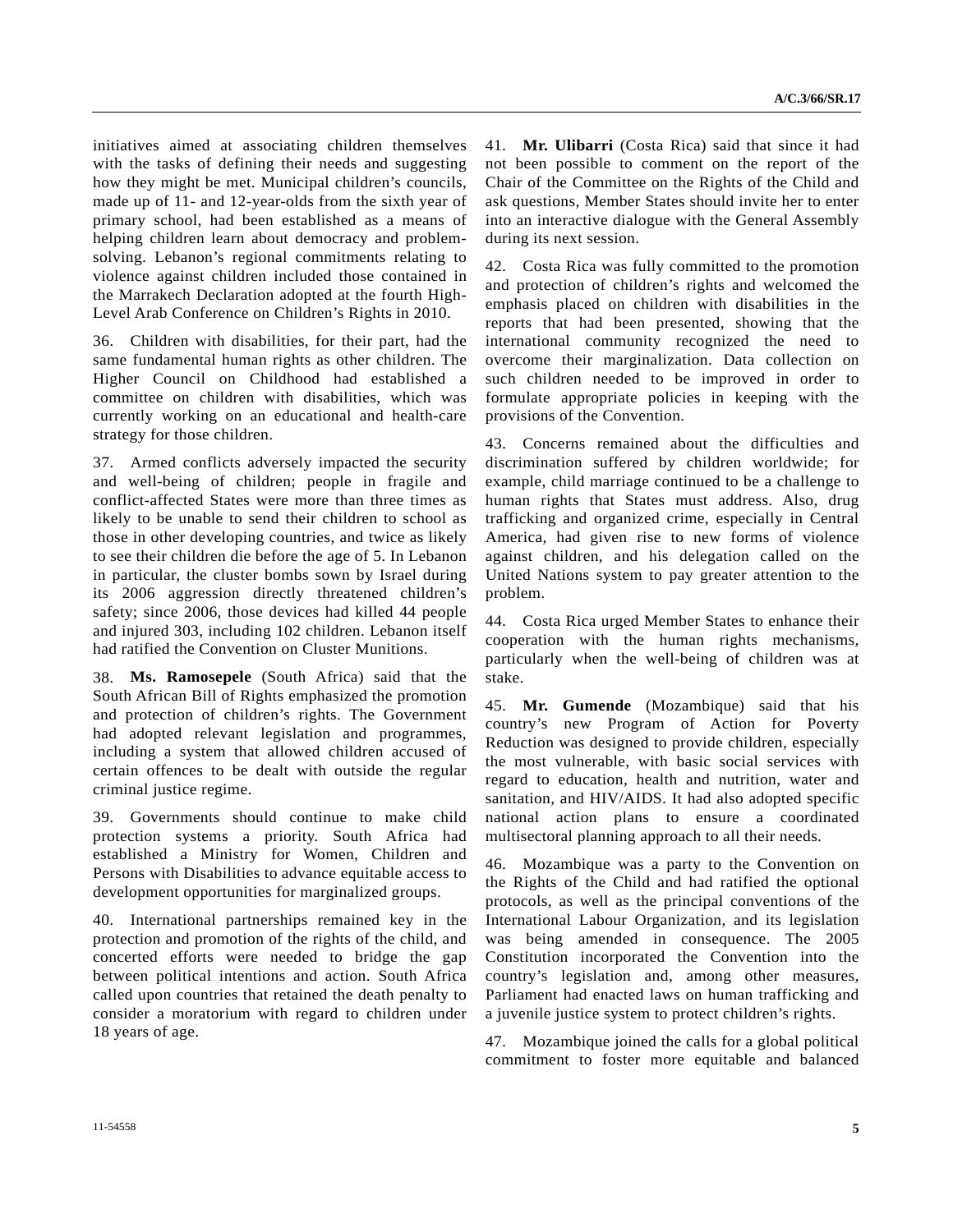initiatives aimed at associating children themselves with the tasks of defining their needs and suggesting how they might be met. Municipal children's councils, made up of 11- and 12-year-olds from the sixth year of primary school, had been established as a means of helping children learn about democracy and problem-solving. Lebanon's regional commitments relating to violence against children included those contained in the Marrakech Declaration adopted at the fourth High-Level Arab Conference on Children's Rights in 2010.

36. Children with disabilities, for their part, had the same fundamental human rights as other children. The Higher Council on Childhood had established a committee on children with disabilities, which was currently working on an educational and health-care strategy for those children.

37. Armed conflicts adversely impacted the security and well-being of children; people in fragile and conflict-affected States were more than three times as likely to be unable to send their children to school as those in other developing countries, and twice as likely to see their children die before the age of 5. In Lebanon in particular, the cluster bombs sown by Israel during its 2006 aggression directly threatened children's safety; since 2006, those devices had killed 44 people and injured 303, including 102 children. Lebanon itself had ratified the Convention on Cluster Munitions.

38. **Ms. Ramosepele** (South Africa) said that the South African Bill of Rights emphasized the promotion and protection of children's rights. The Government had adopted relevant legislation and programmes, including a system that allowed children accused of certain offences to be dealt with outside the regular criminal justice regime.

39. Governments should continue to make child protection systems a priority. South Africa had established a Ministry for Women, Children and Persons with Disabilities to advance equitable access to development opportunities for marginalized groups.

40. International partnerships remained key in the protection and promotion of the rights of the child, and concerted efforts were needed to bridge the gap between political intentions and action. South Africa called upon countries that retained the death penalty to consider a moratorium with regard to children under 18 years of age.

41. **Mr. Ulibarri** (Costa Rica) said that since it had not been possible to comment on the report of the Chair of the Committee on the Rights of the Child and ask questions, Member States should invite her to enter into an interactive dialogue with the General Assembly during its next session.

42. Costa Rica was fully committed to the promotion and protection of children's rights and welcomed the emphasis placed on children with disabilities in the reports that had been presented, showing that the international community recognized the need to overcome their marginalization. Data collection on such children needed to be improved in order to formulate appropriate policies in keeping with the provisions of the Convention.

43. Concerns remained about the difficulties and discrimination suffered by children worldwide; for example, child marriage continued to be a challenge to human rights that States must address. Also, drug trafficking and organized crime, especially in Central America, had given rise to new forms of violence against children, and his delegation called on the United Nations system to pay greater attention to the problem.

44. Costa Rica urged Member States to enhance their cooperation with the human rights mechanisms, particularly when the well-being of children was at stake.

45. **Mr. Gumende** (Mozambique) said that his country's new Program of Action for Poverty Reduction was designed to provide children, especially the most vulnerable, with basic social services with regard to education, health and nutrition, water and sanitation, and HIV/AIDS. It had also adopted specific national action plans to ensure a coordinated multisectoral planning approach to all their needs.

46. Mozambique was a party to the Convention on the Rights of the Child and had ratified the optional protocols, as well as the principal conventions of the International Labour Organization, and its legislation was being amended in consequence. The 2005 Constitution incorporated the Convention into the country's legislation and, among other measures, Parliament had enacted laws on human trafficking and a juvenile justice system to protect children's rights.

47. Mozambique joined the calls for a global political commitment to foster more equitable and balanced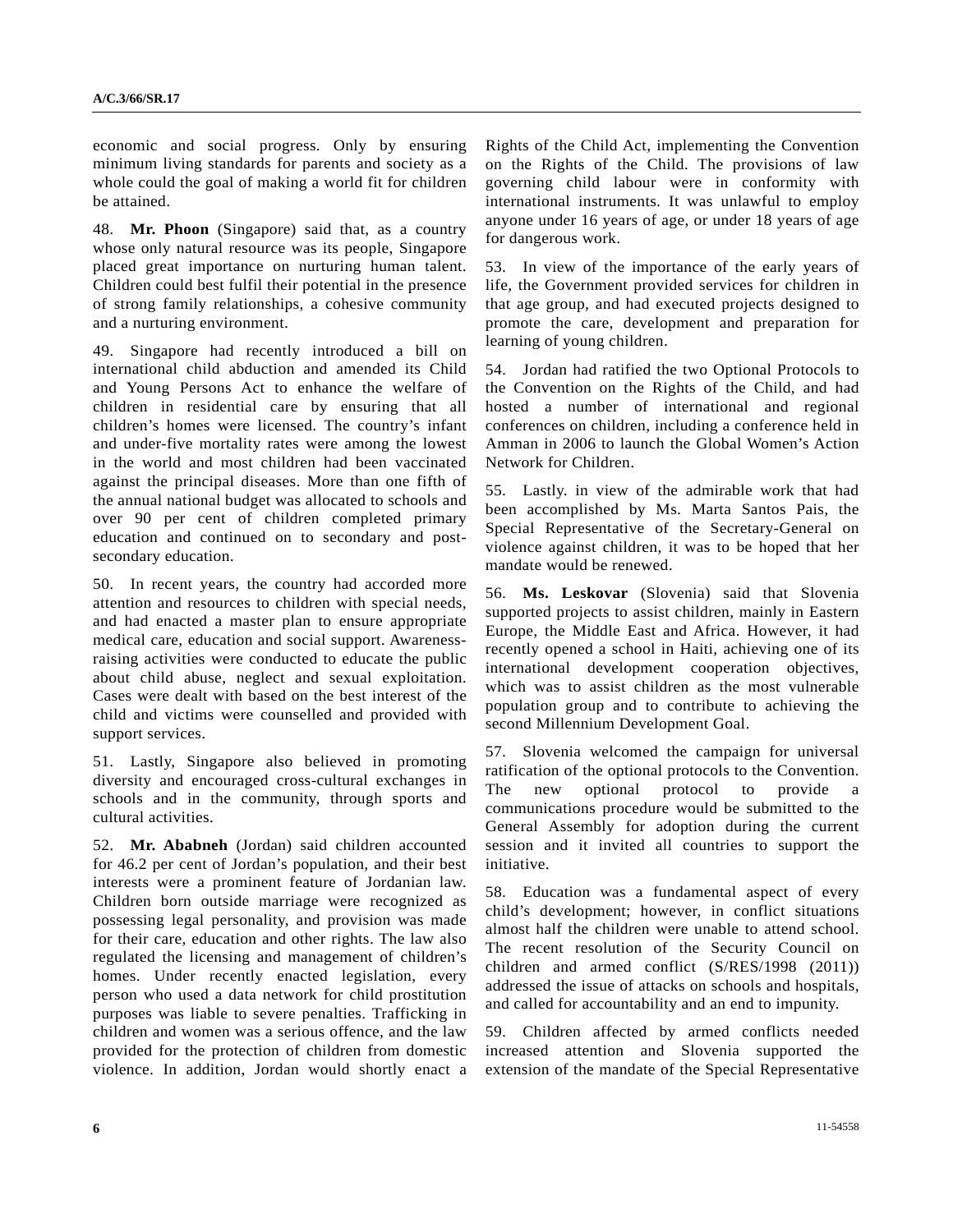economic and social progress. Only by ensuring minimum living standards for parents and society as a whole could the goal of making a world fit for children be attained.

48. **Mr. Phoon** (Singapore) said that, as a country whose only natural resource was its people, Singapore placed great importance on nurturing human talent. Children could best fulfil their potential in the presence of strong family relationships, a cohesive community and a nurturing environment.

49. Singapore had recently introduced a bill on international child abduction and amended its Child and Young Persons Act to enhance the welfare of children in residential care by ensuring that all children's homes were licensed. The country's infant and under-five mortality rates were among the lowest in the world and most children had been vaccinated against the principal diseases. More than one fifth of the annual national budget was allocated to schools and over 90 per cent of children completed primary education and continued on to secondary and post-secondary education.

50. In recent years, the country had accorded more attention and resources to children with special needs, and had enacted a master plan to ensure appropriate medical care, education and social support. Awareness-raising activities were conducted to educate the public about child abuse, neglect and sexual exploitation. Cases were dealt with based on the best interest of the child and victims were counselled and provided with support services.

51. Lastly, Singapore also believed in promoting diversity and encouraged cross-cultural exchanges in schools and in the community, through sports and cultural activities.

52. **Mr. Ababneh** (Jordan) said children accounted for 46.2 per cent of Jordan's population, and their best interests were a prominent feature of Jordanian law. Children born outside marriage were recognized as possessing legal personality, and provision was made for their care, education and other rights. The law also regulated the licensing and management of children's homes. Under recently enacted legislation, every person who used a data network for child prostitution purposes was liable to severe penalties. Trafficking in children and women was a serious offence, and the law provided for the protection of children from domestic violence. In addition, Jordan would shortly enact a Rights of the Child Act, implementing the Convention on the Rights of the Child. The provisions of law governing child labour were in conformity with international instruments. It was unlawful to employ anyone under 16 years of age, or under 18 years of age for dangerous work.

53. In view of the importance of the early years of life, the Government provided services for children in that age group, and had executed projects designed to promote the care, development and preparation for learning of young children.

54. Jordan had ratified the two Optional Protocols to the Convention on the Rights of the Child, and had hosted a number of international and regional conferences on children, including a conference held in Amman in 2006 to launch the Global Women's Action Network for Children.

55. Lastly. in view of the admirable work that had been accomplished by Ms. Marta Santos Pais, the Special Representative of the Secretary-General on violence against children, it was to be hoped that her mandate would be renewed.

56. **Ms. Leskovar** (Slovenia) said that Slovenia supported projects to assist children, mainly in Eastern Europe, the Middle East and Africa. However, it had recently opened a school in Haiti, achieving one of its international development cooperation objectives, which was to assist children as the most vulnerable population group and to contribute to achieving the second Millennium Development Goal.

57. Slovenia welcomed the campaign for universal ratification of the optional protocols to the Convention. The new optional protocol to provide a communications procedure would be submitted to the General Assembly for adoption during the current session and it invited all countries to support the initiative.

58. Education was a fundamental aspect of every child's development; however, in conflict situations almost half the children were unable to attend school. The recent resolution of the Security Council on children and armed conflict (S/RES/1998 (2011)) addressed the issue of attacks on schools and hospitals, and called for accountability and an end to impunity.

59. Children affected by armed conflicts needed increased attention and Slovenia supported the extension of the mandate of the Special Representative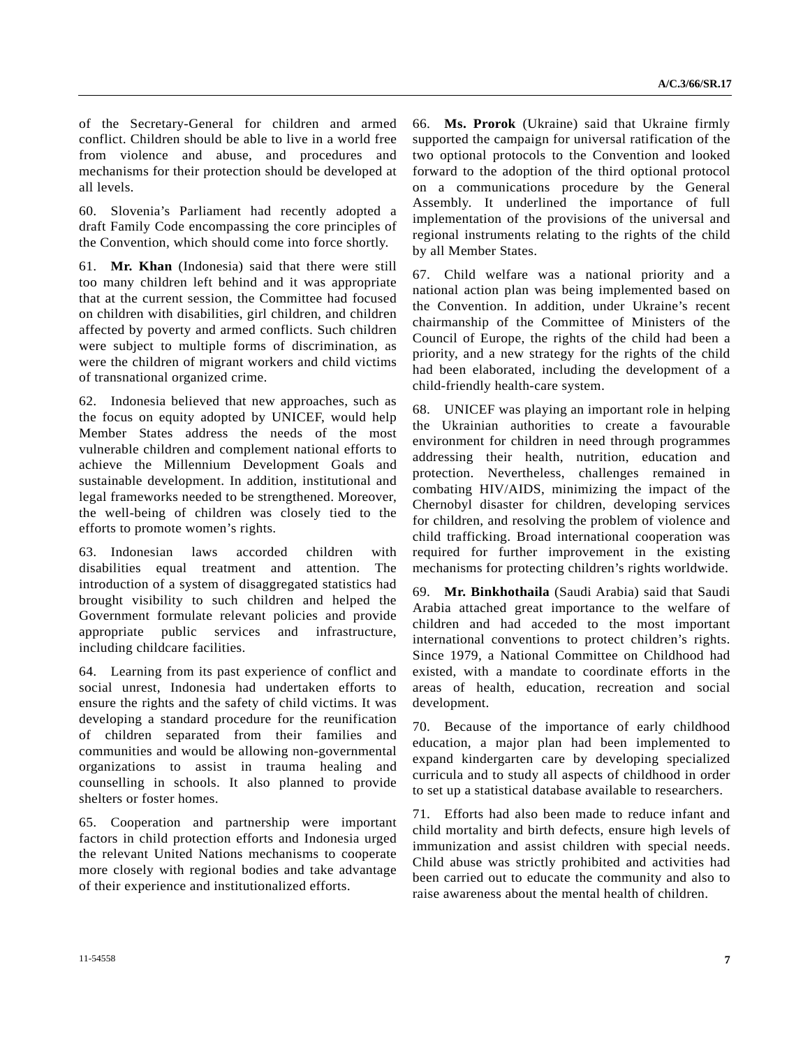of the Secretary-General for children and armed conflict. Children should be able to live in a world free from violence and abuse, and procedures and mechanisms for their protection should be developed at all levels.

60. Slovenia's Parliament had recently adopted a draft Family Code encompassing the core principles of the Convention, which should come into force shortly.

61. **Mr. Khan** (Indonesia) said that there were still too many children left behind and it was appropriate that at the current session, the Committee had focused on children with disabilities, girl children, and children affected by poverty and armed conflicts. Such children were subject to multiple forms of discrimination, as were the children of migrant workers and child victims of transnational organized crime.

62. Indonesia believed that new approaches, such as the focus on equity adopted by UNICEF, would help Member States address the needs of the most vulnerable children and complement national efforts to achieve the Millennium Development Goals and sustainable development. In addition, institutional and legal frameworks needed to be strengthened. Moreover, the well-being of children was closely tied to the efforts to promote women's rights.

63. Indonesian laws accorded children with disabilities equal treatment and attention. The introduction of a system of disaggregated statistics had brought visibility to such children and helped the Government formulate relevant policies and provide appropriate public services and infrastructure, including childcare facilities.

64. Learning from its past experience of conflict and social unrest, Indonesia had undertaken efforts to ensure the rights and the safety of child victims. It was developing a standard procedure for the reunification of children separated from their families and communities and would be allowing non-governmental organizations to assist in trauma healing and counselling in schools. It also planned to provide shelters or foster homes.

65. Cooperation and partnership were important factors in child protection efforts and Indonesia urged the relevant United Nations mechanisms to cooperate more closely with regional bodies and take advantage of their experience and institutionalized efforts.

66. **Ms. Prorok** (Ukraine) said that Ukraine firmly supported the campaign for universal ratification of the two optional protocols to the Convention and looked forward to the adoption of the third optional protocol on a communications procedure by the General Assembly. It underlined the importance of full implementation of the provisions of the universal and regional instruments relating to the rights of the child by all Member States.

67. Child welfare was a national priority and a national action plan was being implemented based on the Convention. In addition, under Ukraine's recent chairmanship of the Committee of Ministers of the Council of Europe, the rights of the child had been a priority, and a new strategy for the rights of the child had been elaborated, including the development of a child-friendly health-care system.

68. UNICEF was playing an important role in helping the Ukrainian authorities to create a favourable environment for children in need through programmes addressing their health, nutrition, education and protection. Nevertheless, challenges remained in combating HIV/AIDS, minimizing the impact of the Chernobyl disaster for children, developing services for children, and resolving the problem of violence and child trafficking. Broad international cooperation was required for further improvement in the existing mechanisms for protecting children's rights worldwide.

69. **Mr. Binkhothaila** (Saudi Arabia) said that Saudi Arabia attached great importance to the welfare of children and had acceded to the most important international conventions to protect children's rights. Since 1979, a National Committee on Childhood had existed, with a mandate to coordinate efforts in the areas of health, education, recreation and social development.

70. Because of the importance of early childhood education, a major plan had been implemented to expand kindergarten care by developing specialized curricula and to study all aspects of childhood in order to set up a statistical database available to researchers.

71. Efforts had also been made to reduce infant and child mortality and birth defects, ensure high levels of immunization and assist children with special needs. Child abuse was strictly prohibited and activities had been carried out to educate the community and also to raise awareness about the mental health of children.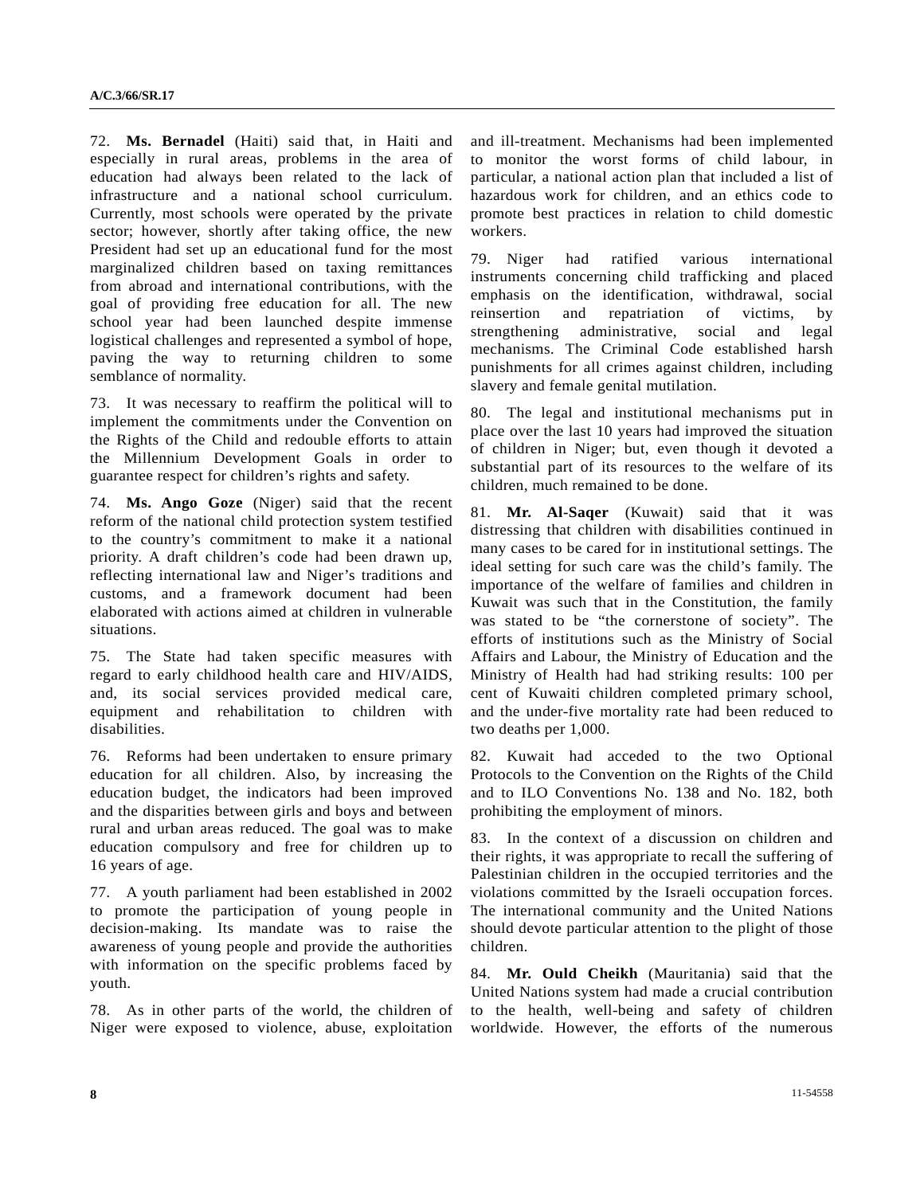72. **Ms. Bernadel** (Haiti) said that, in Haiti and especially in rural areas, problems in the area of education had always been related to the lack of infrastructure and a national school curriculum. Currently, most schools were operated by the private sector; however, shortly after taking office, the new President had set up an educational fund for the most marginalized children based on taxing remittances from abroad and international contributions, with the goal of providing free education for all. The new school year had been launched despite immense logistical challenges and represented a symbol of hope, paving the way to returning children to some semblance of normality.

73. It was necessary to reaffirm the political will to implement the commitments under the Convention on the Rights of the Child and redouble efforts to attain the Millennium Development Goals in order to guarantee respect for children's rights and safety.

74. **Ms. Ango Goze** (Niger) said that the recent reform of the national child protection system testified to the country's commitment to make it a national priority. A draft children's code had been drawn up, reflecting international law and Niger's traditions and customs, and a framework document had been elaborated with actions aimed at children in vulnerable situations.

75. The State had taken specific measures with regard to early childhood health care and HIV/AIDS, and, its social services provided medical care, equipment and rehabilitation to children with disabilities.

76. Reforms had been undertaken to ensure primary education for all children. Also, by increasing the education budget, the indicators had been improved and the disparities between girls and boys and between rural and urban areas reduced. The goal was to make education compulsory and free for children up to 16 years of age.

77. A youth parliament had been established in 2002 to promote the participation of young people in decision-making. Its mandate was to raise the awareness of young people and provide the authorities with information on the specific problems faced by youth.

78. As in other parts of the world, the children of Niger were exposed to violence, abuse, exploitation and ill-treatment. Mechanisms had been implemented to monitor the worst forms of child labour, in particular, a national action plan that included a list of hazardous work for children, and an ethics code to promote best practices in relation to child domestic workers.

79. Niger had ratified various international instruments concerning child trafficking and placed emphasis on the identification, withdrawal, social reinsertion and repatriation of victims, by strengthening administrative, social and legal mechanisms. The Criminal Code established harsh punishments for all crimes against children, including slavery and female genital mutilation.

80. The legal and institutional mechanisms put in place over the last 10 years had improved the situation of children in Niger; but, even though it devoted a substantial part of its resources to the welfare of its children, much remained to be done.

81. **Mr. Al-Saqer** (Kuwait) said that it was distressing that children with disabilities continued in many cases to be cared for in institutional settings. The ideal setting for such care was the child's family. The importance of the welfare of families and children in Kuwait was such that in the Constitution, the family was stated to be "the cornerstone of society". The efforts of institutions such as the Ministry of Social Affairs and Labour, the Ministry of Education and the Ministry of Health had had striking results: 100 per cent of Kuwaiti children completed primary school, and the under-five mortality rate had been reduced to two deaths per 1,000.

82. Kuwait had acceded to the two Optional Protocols to the Convention on the Rights of the Child and to ILO Conventions No. 138 and No. 182, both prohibiting the employment of minors.

83. In the context of a discussion on children and their rights, it was appropriate to recall the suffering of Palestinian children in the occupied territories and the violations committed by the Israeli occupation forces. The international community and the United Nations should devote particular attention to the plight of those children.

84. **Mr. Ould Cheikh** (Mauritania) said that the United Nations system had made a crucial contribution to the health, well-being and safety of children worldwide. However, the efforts of the numerous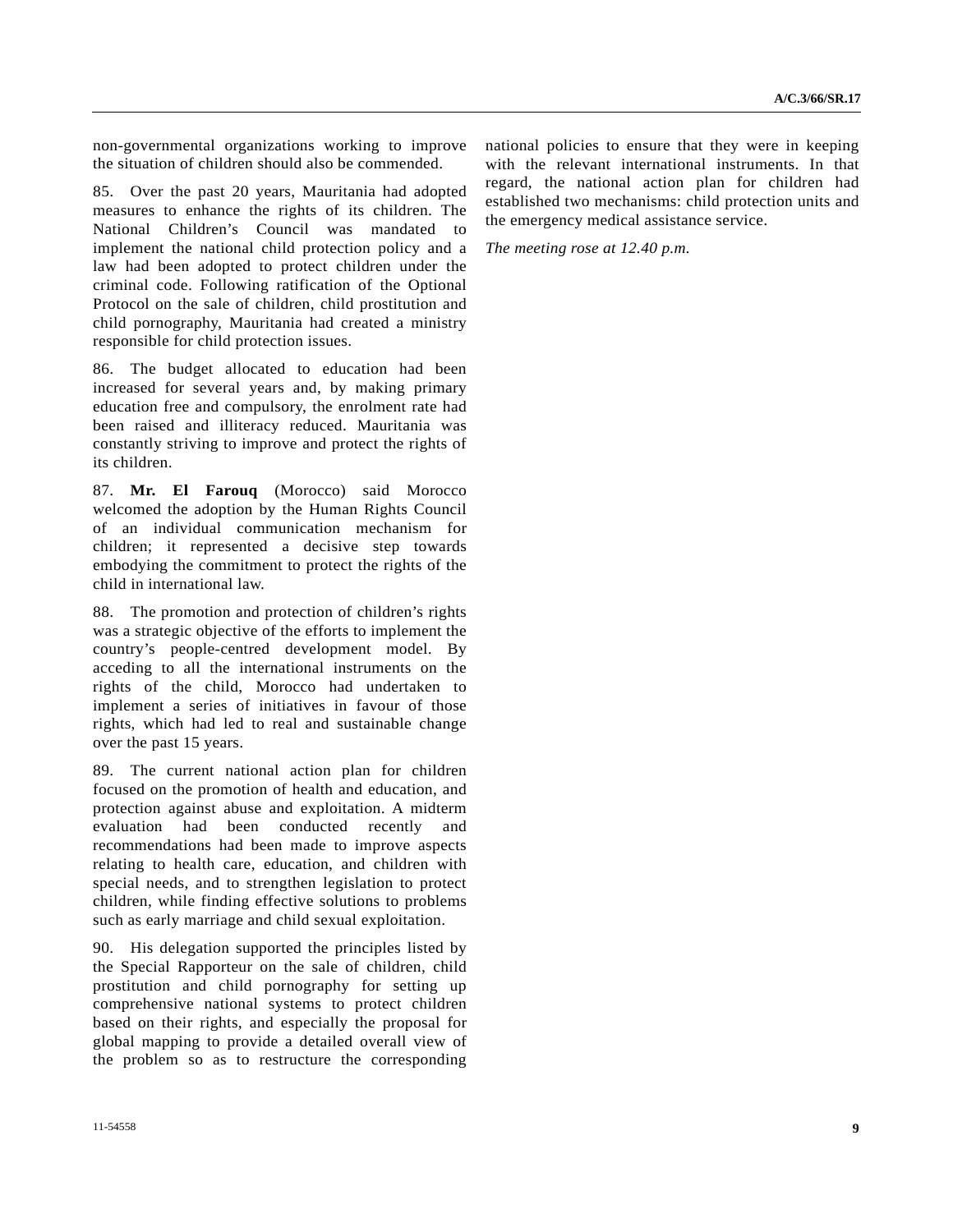non-governmental organizations working to improve the situation of children should also be commended.

85. Over the past 20 years, Mauritania had adopted measures to enhance the rights of its children. The National Children's Council was mandated to implement the national child protection policy and a law had been adopted to protect children under the criminal code. Following ratification of the Optional Protocol on the sale of children, child prostitution and child pornography, Mauritania had created a ministry responsible for child protection issues.

86. The budget allocated to education had been increased for several years and, by making primary education free and compulsory, the enrolment rate had been raised and illiteracy reduced. Mauritania was constantly striving to improve and protect the rights of its children.

87. **Mr. El Farouq** (Morocco) said Morocco welcomed the adoption by the Human Rights Council of an individual communication mechanism for children; it represented a decisive step towards embodying the commitment to protect the rights of the child in international law.

88. The promotion and protection of children's rights was a strategic objective of the efforts to implement the country's people-centred development model. By acceding to all the international instruments on the rights of the child, Morocco had undertaken to implement a series of initiatives in favour of those rights, which had led to real and sustainable change over the past 15 years.

89. The current national action plan for children focused on the promotion of health and education, and protection against abuse and exploitation. A midterm evaluation had been conducted recently and recommendations had been made to improve aspects relating to health care, education, and children with special needs, and to strengthen legislation to protect children, while finding effective solutions to problems such as early marriage and child sexual exploitation.

90. His delegation supported the principles listed by the Special Rapporteur on the sale of children, child prostitution and child pornography for setting up comprehensive national systems to protect children based on their rights, and especially the proposal for global mapping to provide a detailed overall view of the problem so as to restructure the corresponding national policies to ensure that they were in keeping with the relevant international instruments. In that regard, the national action plan for children had established two mechanisms: child protection units and the emergency medical assistance service.

*The meeting rose at 12.40 p.m.*